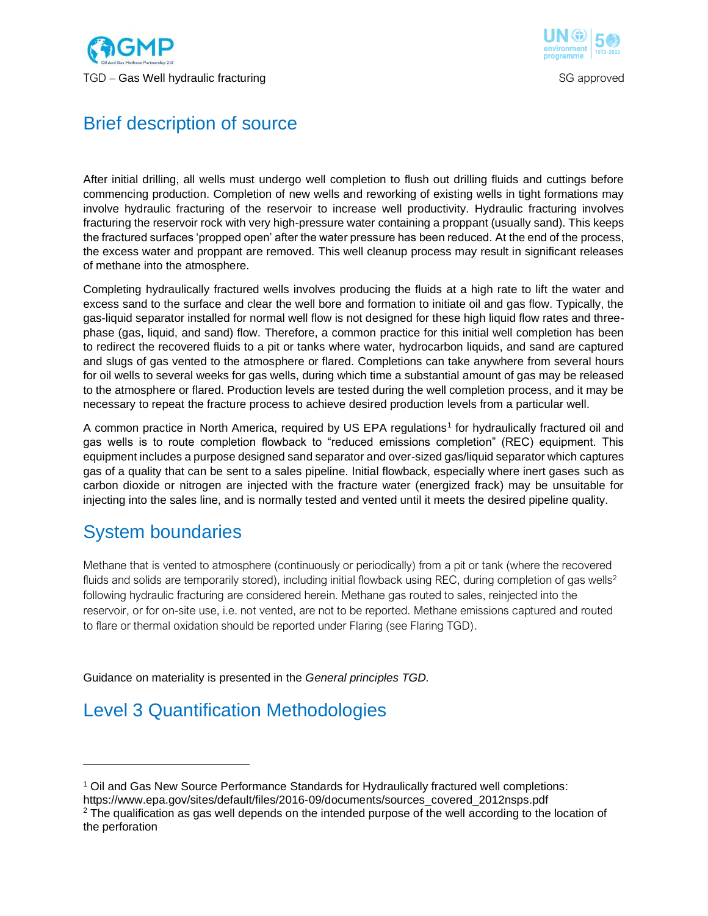## Brief description of source

After initial drilling, all wells must undergo well completion to flush out drilling fluids and cuttings before commencing production. Completion of new wells and reworking of existing wells in tight formations may involve hydraulic fracturing of the reservoir to increase well productivity. Hydraulic fracturing involves fracturing the reservoir rock with very high-pressure water containing a proppant (usually sand). This keeps the fractured surfaces 'propped open' after the water pressure has been reduced. At the end of the process, the excess water and proppant are removed. This well cleanup process may result in significant releases of methane into the atmosphere.

Completing hydraulically fractured wells involves producing the fluids at a high rate to lift the water and excess sand to the surface and clear the well bore and formation to initiate oil and gas flow. Typically, the gas-liquid separator installed for normal well flow is not designed for these high liquid flow rates and three-phase (gas, liquid, and sand) flow. Therefore, a common practice for this initial well completion has been to redirect the recovered fluids to a pit or tanks where water, hydrocarbon liquids, and sand are captured and slugs of gas vented to the atmosphere or flared. Completions can take anywhere from several hours for oil wells to several weeks for gas wells, during which time a substantial amount of gas may be released to the atmosphere or flared. Production levels are tested during the well completion process, and it may be necessary to repeat the fracture process to achieve desired production levels from a particular well.

A common practice in North America, required by US EPA regulations[1] for hydraulically fractured oil and gas wells is to route completion flowback to "reduced emissions completion" (REC) equipment. This equipment includes a purpose designed sand separator and over-sized gas/liquid separator which captures gas of a quality that can be sent to a sales pipeline. Initial flowback, especially where inert gases such as carbon dioxide or nitrogen are injected with the fracture water (energized frack) may be unsuitable for injecting into the sales line, and is normally tested and vented until it meets the desired pipeline quality.

## System boundaries

Methane that is vented to atmosphere (continuously or periodically) from a pit or tank (where the recovered fluids and solids are temporarily stored), including initial flowback using REC, during completion of gas wells[2] following hydraulic fracturing are considered herein. Methane gas routed to sales, reinjected into the reservoir, or for on-site use, i.e. not vented, are not to be reported. Methane emissions captured and routed to flare or thermal oxidation should be reported under Flaring (see Flaring TGD).

Guidance on materiality is presented in the *General principles TGD.*

## Level 3 Quantification Methodologies

---

[1] Oil and Gas New Source Performance Standards for Hydraulically fractured well completions: https://www.epa.gov/sites/default/files/2016-09/documents/sources_covered_2012nsps.pdf

[2] The qualification as gas well depends on the intended purpose of the well according to the location of the perforation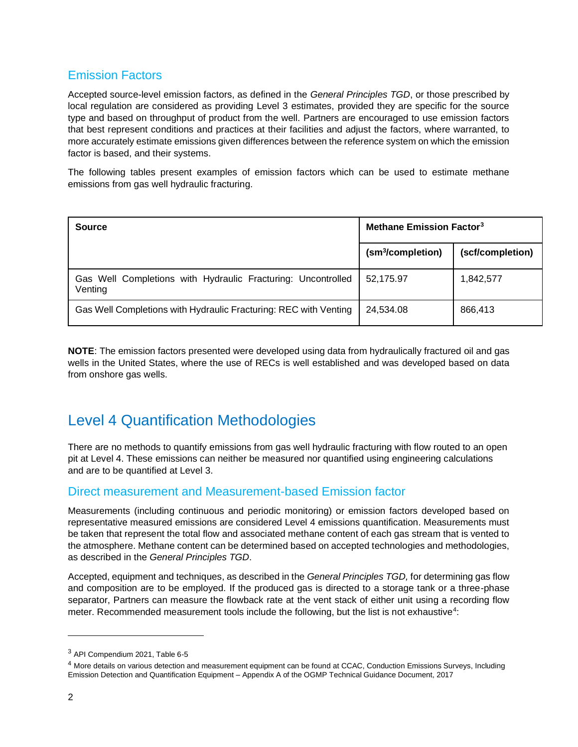## Emission Factors

Accepted source-level emission factors, as defined in the *General Principles TGD*, or those prescribed by local regulation are considered as providing Level 3 estimates, provided they are specific for the source type and based on throughput of product from the well. Partners are encouraged to use emission factors that best represent conditions and practices at their facilities and adjust the factors, where warranted, to more accurately estimate emissions given differences between the reference system on which the emission factor is based, and their systems.

The following tables present examples of emission factors which can be used to estimate methane emissions from gas well hydraulic fracturing.

| Source | Methane Emission Factor[3] | |
|---|---|---|
| | **($sm^3$/completion)** | **(scf/completion)** |
| Gas Well Completions with Hydraulic Fracturing: Uncontrolled Venting | 52,175.97 | 1,842,577 |
| Gas Well Completions with Hydraulic Fracturing: REC with Venting | 24,534.08 | 866,413 |

**NOTE**: The emission factors presented were developed using data from hydraulically fractured oil and gas wells in the United States, where the use of RECs is well established and was developed based on data from onshore gas wells.

# Level 4 Quantification Methodologies

There are no methods to quantify emissions from gas well hydraulic fracturing with flow routed to an open pit at Level 4. These emissions can neither be measured nor quantified using engineering calculations and are to be quantified at Level 3.

## Direct measurement and Measurement-based Emission factor

Measurements (including continuous and periodic monitoring) or emission factors developed based on representative measured emissions are considered Level 4 emissions quantification. Measurements must be taken that represent the total flow and associated methane content of each gas stream that is vented to the atmosphere. Methane content can be determined based on accepted technologies and methodologies, as described in the *General Principles TGD*.

Accepted, equipment and techniques, as described in the *General Principles TGD,* for determining gas flow and composition are to be employed. If the produced gas is directed to a storage tank or a three-phase separator, Partners can measure the flowback rate at the vent stack of either unit using a recording flow meter. Recommended measurement tools include the following, but the list is not exhaustive[4]:

---

[3] API Compendium 2021, Table 6-5

[4] More details on various detection and measurement equipment can be found at CCAC, Conduction Emissions Surveys, Including Emission Detection and Quantification Equipment – Appendix A of the OGMP Technical Guidance Document, 2017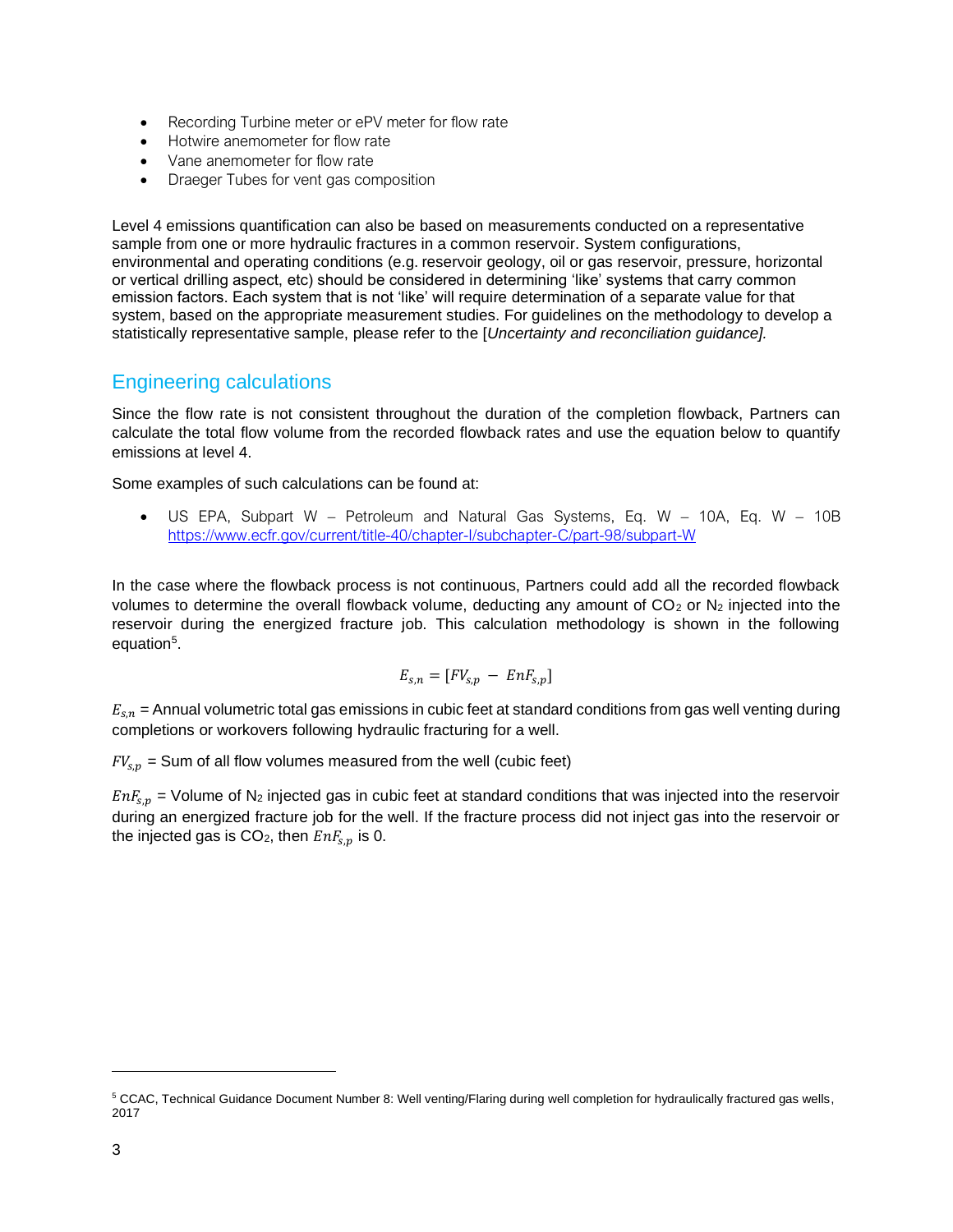- Recording Turbine meter or ePV meter for flow rate
- Hotwire anemometer for flow rate
- Vane anemometer for flow rate
- Draeger Tubes for vent gas composition

Level 4 emissions quantification can also be based on measurements conducted on a representative sample from one or more hydraulic fractures in a common reservoir. System configurations, environmental and operating conditions (e.g. reservoir geology, oil or gas reservoir, pressure, horizontal or vertical drilling aspect, etc) should be considered in determining 'like' systems that carry common emission factors. Each system that is not 'like' will require determination of a separate value for that system, based on the appropriate measurement studies. For guidelines on the methodology to develop a statistically representative sample, please refer to the [*Uncertainty and reconciliation guidance].*

## Engineering calculations

Since the flow rate is not consistent throughout the duration of the completion flowback, Partners can calculate the total flow volume from the recorded flowback rates and use the equation below to quantify emissions at level 4.

Some examples of such calculations can be found at:

- US EPA, Subpart W – Petroleum and Natural Gas Systems, Eq. W – 10A, Eq. W – 10B https://www.ecfr.gov/current/title-40/chapter-I/subchapter-C/part-98/subpart-W

In the case where the flowback process is not continuous, Partners could add all the recorded flowback volumes to determine the overall flowback volume, deducting any amount of $CO_2$ or $N_2$ injected into the reservoir during the energized fracture job. This calculation methodology is shown in the following equation[5].

$$E_{s,n} = [FV_{s,p} - EnF_{s,p}]$$

$E_{s,n}$ = Annual volumetric total gas emissions in cubic feet at standard conditions from gas well venting during completions or workovers following hydraulic fracturing for a well.

$FV_{s,p}$ = Sum of all flow volumes measured from the well (cubic feet)

$EnF_{s,p}$ = Volume of $N_2$ injected gas in cubic feet at standard conditions that was injected into the reservoir during an energized fracture job for the well. If the fracture process did not inject gas into the reservoir or the injected gas is $CO_2$, then $EnF_{s,p}$ is 0.

[5] CCAC, Technical Guidance Document Number 8: Well venting/Flaring during well completion for hydraulically fractured gas wells, 2017